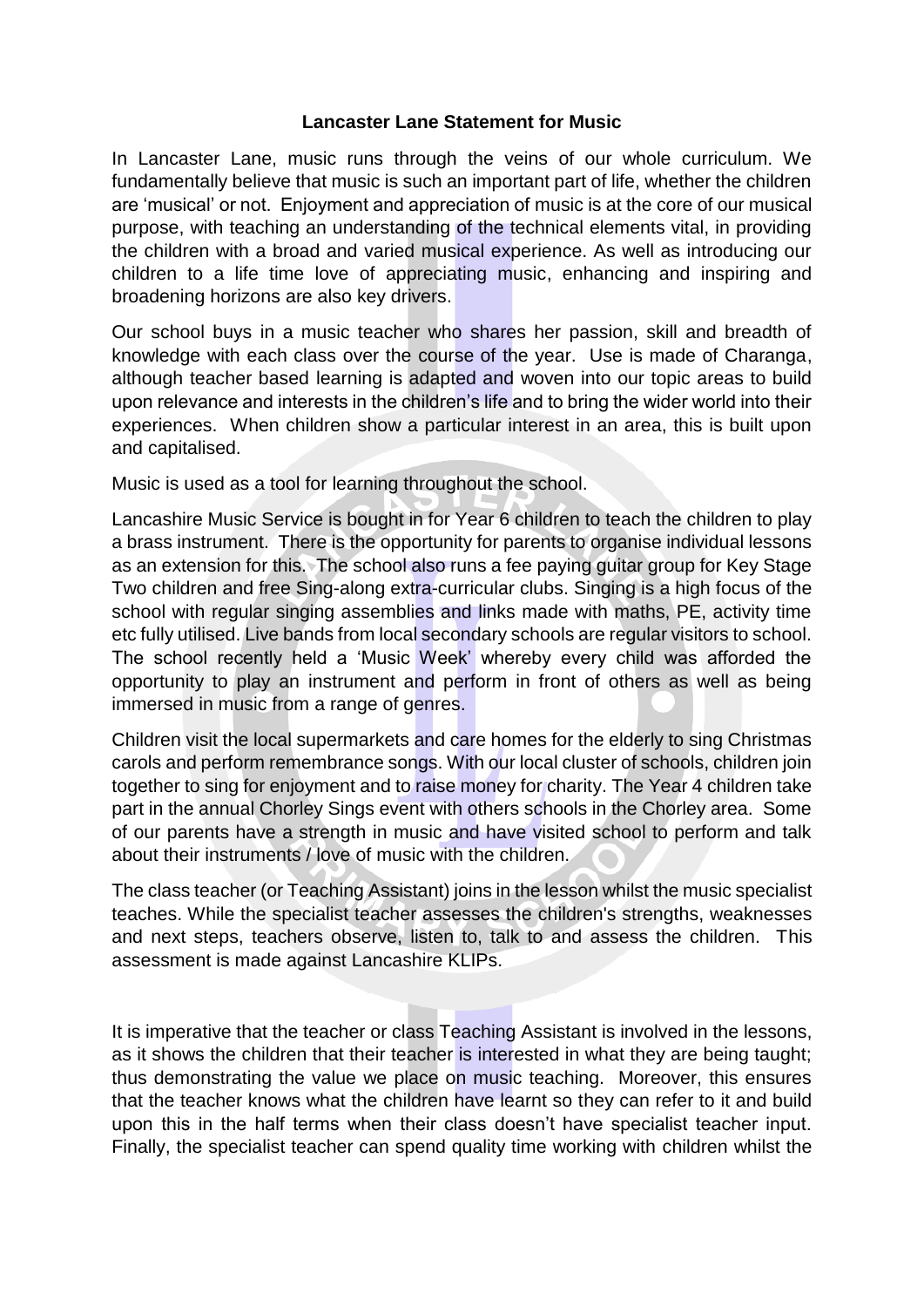**Lancaster Lane Statement for Music**

In Lancaster Lane, music runs through the veins of our whole curriculum. We fundamentally believe that music is such an important part of life, whether the children are 'musical' or not. Enjoyment and appreciation of music is at the core of our musical purpose, with teaching an understanding of the technical elements vital, in providing the children with a broad and varied musical experience. As well as introducing our children to a life time love of appreciating music, enhancing and inspiring and broadening horizons are also key drivers.

Our school buys in a music teacher who shares her passion, skill and breadth of knowledge with each class over the course of the year. Use is made of Charanga, although teacher based learning is adapted and woven into our topic areas to build upon relevance and interests in the children's life and to bring the wider world into their experiences. When children show a particular interest in an area, this is built upon and capitalised.

Music is used as a tool for learning throughout the school.

Lancashire Music Service is bought in for Year 6 children to teach the children to play a brass instrument. There is the opportunity for parents to organise individual lessons as an extension for this. The school also runs a fee paying guitar group for Key Stage Two children and free Sing-along extra-curricular clubs. Singing is a high focus of the school with regular singing assemblies and links made with maths, PE, activity time etc fully utilised. Live bands from local secondary schools are regular visitors to school. The school recently held a 'Music Week' whereby every child was afforded the opportunity to play an instrument and perform in front of others as well as being immersed in music from a range of genres.

Children visit the local supermarkets and care homes for the elderly to sing Christmas carols and perform remembrance songs. With our local cluster of schools, children join together to sing for enjoyment and to raise money for charity. The Year 4 children take part in the annual Chorley Sings event with others schools in the Chorley area. Some of our parents have a strength in music and have visited school to perform and talk about their instruments / love of music with the children.

The class teacher (or Teaching Assistant) joins in the lesson whilst the music specialist teaches. While the specialist teacher assesses the children's strengths, weaknesses and next steps, teachers observe, listen to, talk to and assess the children. This assessment is made against Lancashire KLIPs.

It is imperative that the teacher or class Teaching Assistant is involved in the lessons, as it shows the children that their teacher is interested in what they are being taught; thus demonstrating the value we place on music teaching. Moreover, this ensures that the teacher knows what the children have learnt so they can refer to it and build upon this in the half terms when their class doesn't have specialist teacher input. Finally, the specialist teacher can spend quality time working with children whilst the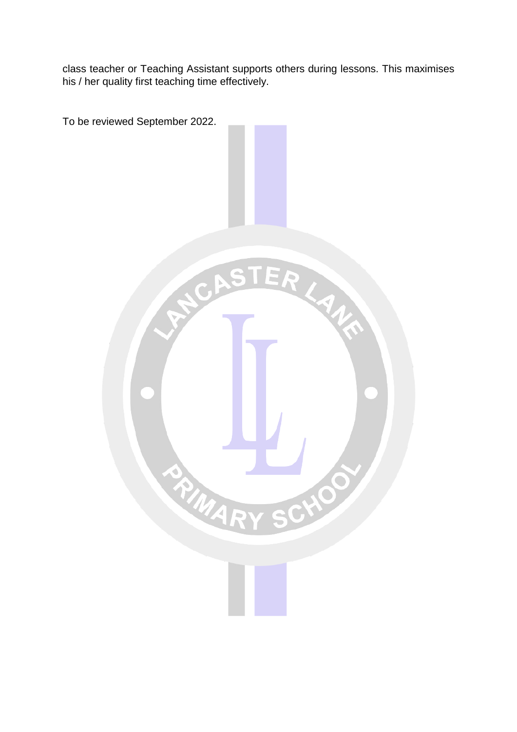class teacher or Teaching Assistant supports others during lessons. This maximises his / her quality first teaching time effectively.

To be reviewed September 2022.